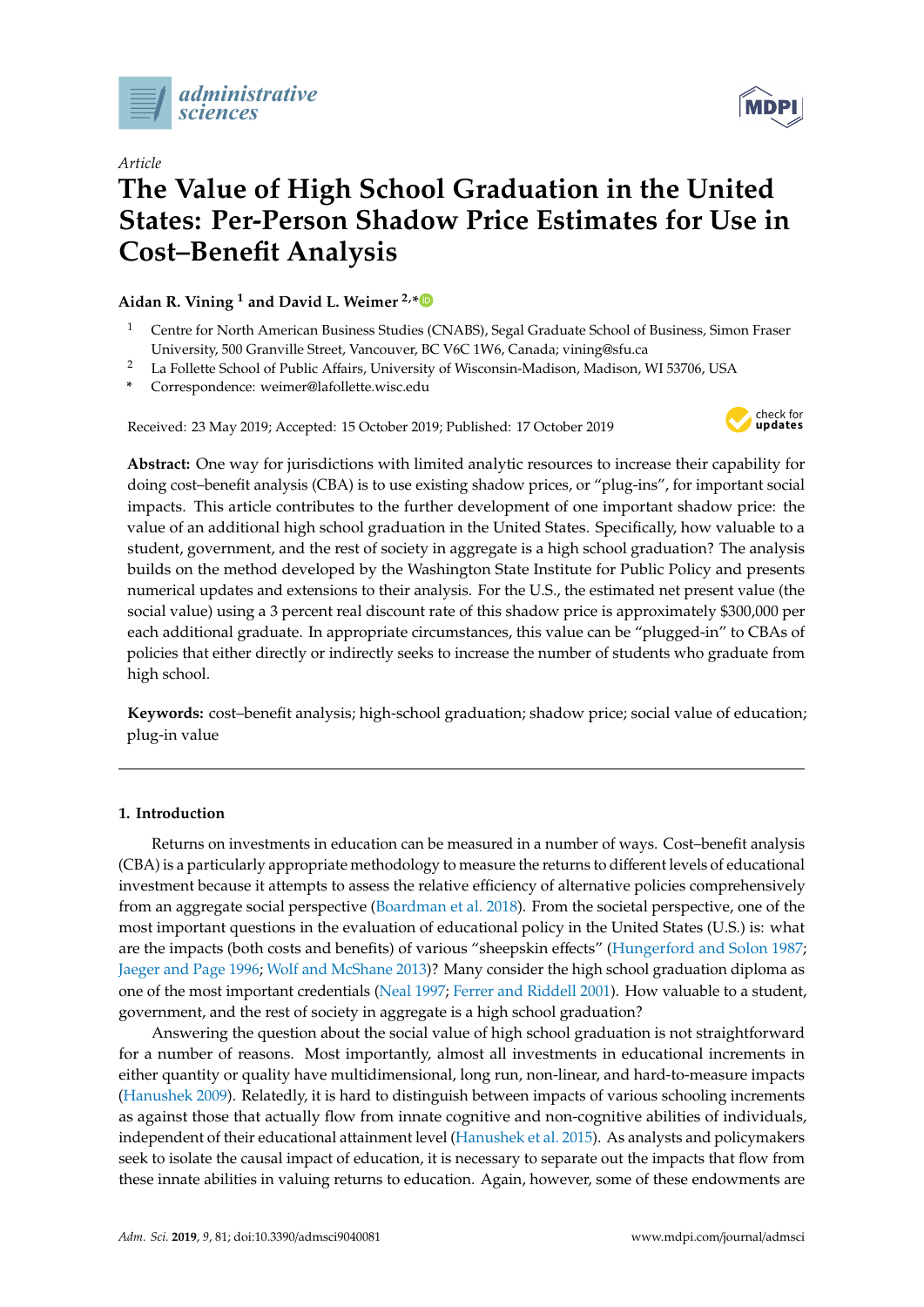*Article*

# The Value of High School Graduation in the United States: Per-Person Shadow Price Estimates for Use in Cost–Benefit Analysis

**Aidan R. Vining [1] and David L. Weimer [2,*]**

[1] Centre for North American Business Studies (CNABS), Segal Graduate School of Business, Simon Fraser University, 500 Granville Street, Vancouver, BC V6C 1W6, Canada; vining@sfu.ca

[2] La Follette School of Public Affairs, University of Wisconsin-Madison, Madison, WI 53706, USA

\* Correspondence: weimer@lafollette.wisc.edu

Received: 23 May 2019; Accepted: 15 October 2019; Published: 17 October 2019

**Abstract:** One way for jurisdictions with limited analytic resources to increase their capability for doing cost–benefit analysis (CBA) is to use existing shadow prices, or "plug-ins", for important social impacts. This article contributes to the further development of one important shadow price: the value of an additional high school graduation in the United States. Specifically, how valuable to a student, government, and the rest of society in aggregate is a high school graduation? The analysis builds on the method developed by the Washington State Institute for Public Policy and presents numerical updates and extensions to their analysis. For the U.S., the estimated net present value (the social value) using a 3 percent real discount rate of this shadow price is approximately $300,000 per each additional graduate. In appropriate circumstances, this value can be "plugged-in" to CBAs of policies that either directly or indirectly seeks to increase the number of students who graduate from high school.

**Keywords:** cost–benefit analysis; high-school graduation; shadow price; social value of education; plug-in value

## 1. Introduction

Returns on investments in education can be measured in a number of ways. Cost–benefit analysis (CBA) is a particularly appropriate methodology to measure the returns to different levels of educational investment because it attempts to assess the relative efficiency of alternative policies comprehensively from an aggregate social perspective (Boardman et al. 2018). From the societal perspective, one of the most important questions in the evaluation of educational policy in the United States (U.S.) is: what are the impacts (both costs and benefits) of various "sheepskin effects" (Hungerford and Solon 1987; Jaeger and Page 1996; Wolf and McShane 2013)? Many consider the high school graduation diploma as one of the most important credentials (Neal 1997; Ferrer and Riddell 2001). How valuable to a student, government, and the rest of society in aggregate is a high school graduation?

Answering the question about the social value of high school graduation is not straightforward for a number of reasons. Most importantly, almost all investments in educational increments in either quantity or quality have multidimensional, long run, non-linear, and hard-to-measure impacts (Hanushek 2009). Relatedly, it is hard to distinguish between impacts of various schooling increments as against those that actually flow from innate cognitive and non-cognitive abilities of individuals, independent of their educational attainment level (Hanushek et al. 2015). As analysts and policymakers seek to isolate the causal impact of education, it is necessary to separate out the impacts that flow from these innate abilities in valuing returns to education. Again, however, some of these endowments are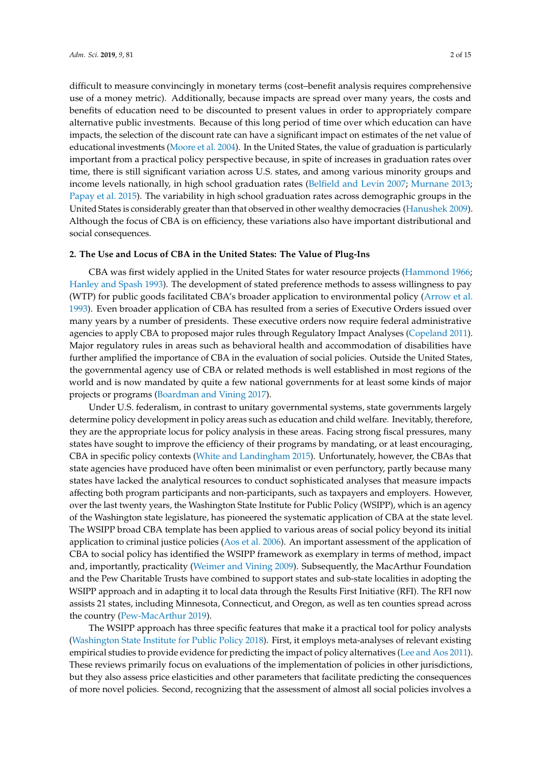difficult to measure convincingly in monetary terms (cost–benefit analysis requires comprehensive use of a money metric). Additionally, because impacts are spread over many years, the costs and benefits of education need to be discounted to present values in order to appropriately compare alternative public investments. Because of this long period of time over which education can have impacts, the selection of the discount rate can have a significant impact on estimates of the net value of educational investments (Moore et al. 2004). In the United States, the value of graduation is particularly important from a practical policy perspective because, in spite of increases in graduation rates over time, there is still significant variation across U.S. states, and among various minority groups and income levels nationally, in high school graduation rates (Belfield and Levin 2007; Murnane 2013; Papay et al. 2015). The variability in high school graduation rates across demographic groups in the United States is considerably greater than that observed in other wealthy democracies (Hanushek 2009). Although the focus of CBA is on efficiency, these variations also have important distributional and social consequences.

## 2. The Use and Locus of CBA in the United States: The Value of Plug-Ins

CBA was first widely applied in the United States for water resource projects (Hammond 1966; Hanley and Spash 1993). The development of stated preference methods to assess willingness to pay (WTP) for public goods facilitated CBA's broader application to environmental policy (Arrow et al. 1993). Even broader application of CBA has resulted from a series of Executive Orders issued over many years by a number of presidents. These executive orders now require federal administrative agencies to apply CBA to proposed major rules through Regulatory Impact Analyses (Copeland 2011). Major regulatory rules in areas such as behavioral health and accommodation of disabilities have further amplified the importance of CBA in the evaluation of social policies. Outside the United States, the governmental agency use of CBA or related methods is well established in most regions of the world and is now mandated by quite a few national governments for at least some kinds of major projects or programs (Boardman and Vining 2017).

Under U.S. federalism, in contrast to unitary governmental systems, state governments largely determine policy development in policy areas such as education and child welfare. Inevitably, therefore, they are the appropriate locus for policy analysis in these areas. Facing strong fiscal pressures, many states have sought to improve the efficiency of their programs by mandating, or at least encouraging, CBA in specific policy contexts (White and Landingham 2015). Unfortunately, however, the CBAs that state agencies have produced have often been minimalist or even perfunctory, partly because many states have lacked the analytical resources to conduct sophisticated analyses that measure impacts affecting both program participants and non-participants, such as taxpayers and employers. However, over the last twenty years, the Washington State Institute for Public Policy (WSIPP), which is an agency of the Washington state legislature, has pioneered the systematic application of CBA at the state level. The WSIPP broad CBA template has been applied to various areas of social policy beyond its initial application to criminal justice policies (Aos et al. 2006). An important assessment of the application of CBA to social policy has identified the WSIPP framework as exemplary in terms of method, impact and, importantly, practicality (Weimer and Vining 2009). Subsequently, the MacArthur Foundation and the Pew Charitable Trusts have combined to support states and sub-state localities in adopting the WSIPP approach and in adapting it to local data through the Results First Initiative (RFI). The RFI now assists 21 states, including Minnesota, Connecticut, and Oregon, as well as ten counties spread across the country (Pew-MacArthur 2019).

The WSIPP approach has three specific features that make it a practical tool for policy analysts (Washington State Institute for Public Policy 2018). First, it employs meta-analyses of relevant existing empirical studies to provide evidence for predicting the impact of policy alternatives (Lee and Aos 2011). These reviews primarily focus on evaluations of the implementation of policies in other jurisdictions, but they also assess price elasticities and other parameters that facilitate predicting the consequences of more novel policies. Second, recognizing that the assessment of almost all social policies involves a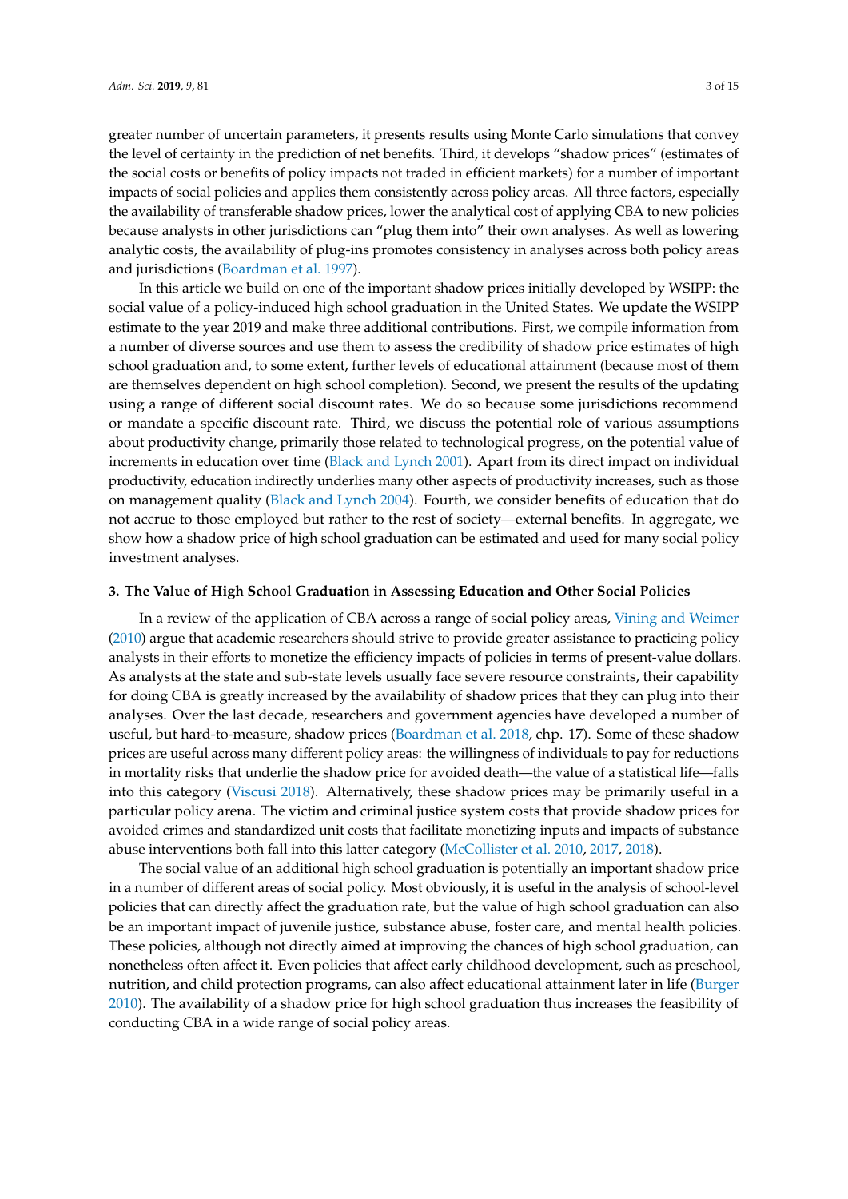greater number of uncertain parameters, it presents results using Monte Carlo simulations that convey the level of certainty in the prediction of net benefits. Third, it develops "shadow prices" (estimates of the social costs or benefits of policy impacts not traded in efficient markets) for a number of important impacts of social policies and applies them consistently across policy areas. All three factors, especially the availability of transferable shadow prices, lower the analytical cost of applying CBA to new policies because analysts in other jurisdictions can "plug them into" their own analyses. As well as lowering analytic costs, the availability of plug-ins promotes consistency in analyses across both policy areas and jurisdictions (Boardman et al. 1997).

In this article we build on one of the important shadow prices initially developed by WSIPP: the social value of a policy-induced high school graduation in the United States. We update the WSIPP estimate to the year 2019 and make three additional contributions. First, we compile information from a number of diverse sources and use them to assess the credibility of shadow price estimates of high school graduation and, to some extent, further levels of educational attainment (because most of them are themselves dependent on high school completion). Second, we present the results of the updating using a range of different social discount rates. We do so because some jurisdictions recommend or mandate a specific discount rate. Third, we discuss the potential role of various assumptions about productivity change, primarily those related to technological progress, on the potential value of increments in education over time (Black and Lynch 2001). Apart from its direct impact on individual productivity, education indirectly underlies many other aspects of productivity increases, such as those on management quality (Black and Lynch 2004). Fourth, we consider benefits of education that do not accrue to those employed but rather to the rest of society—external benefits. In aggregate, we show how a shadow price of high school graduation can be estimated and used for many social policy investment analyses.

## 3. The Value of High School Graduation in Assessing Education and Other Social Policies

In a review of the application of CBA across a range of social policy areas, Vining and Weimer (2010) argue that academic researchers should strive to provide greater assistance to practicing policy analysts in their efforts to monetize the efficiency impacts of policies in terms of present-value dollars. As analysts at the state and sub-state levels usually face severe resource constraints, their capability for doing CBA is greatly increased by the availability of shadow prices that they can plug into their analyses. Over the last decade, researchers and government agencies have developed a number of useful, but hard-to-measure, shadow prices (Boardman et al. 2018, chp. 17). Some of these shadow prices are useful across many different policy areas: the willingness of individuals to pay for reductions in mortality risks that underlie the shadow price for avoided death—the value of a statistical life—falls into this category (Viscusi 2018). Alternatively, these shadow prices may be primarily useful in a particular policy arena. The victim and criminal justice system costs that provide shadow prices for avoided crimes and standardized unit costs that facilitate monetizing inputs and impacts of substance abuse interventions both fall into this latter category (McCollister et al. 2010, 2017, 2018).

The social value of an additional high school graduation is potentially an important shadow price in a number of different areas of social policy. Most obviously, it is useful in the analysis of school-level policies that can directly affect the graduation rate, but the value of high school graduation can also be an important impact of juvenile justice, substance abuse, foster care, and mental health policies. These policies, although not directly aimed at improving the chances of high school graduation, can nonetheless often affect it. Even policies that affect early childhood development, such as preschool, nutrition, and child protection programs, can also affect educational attainment later in life (Burger 2010). The availability of a shadow price for high school graduation thus increases the feasibility of conducting CBA in a wide range of social policy areas.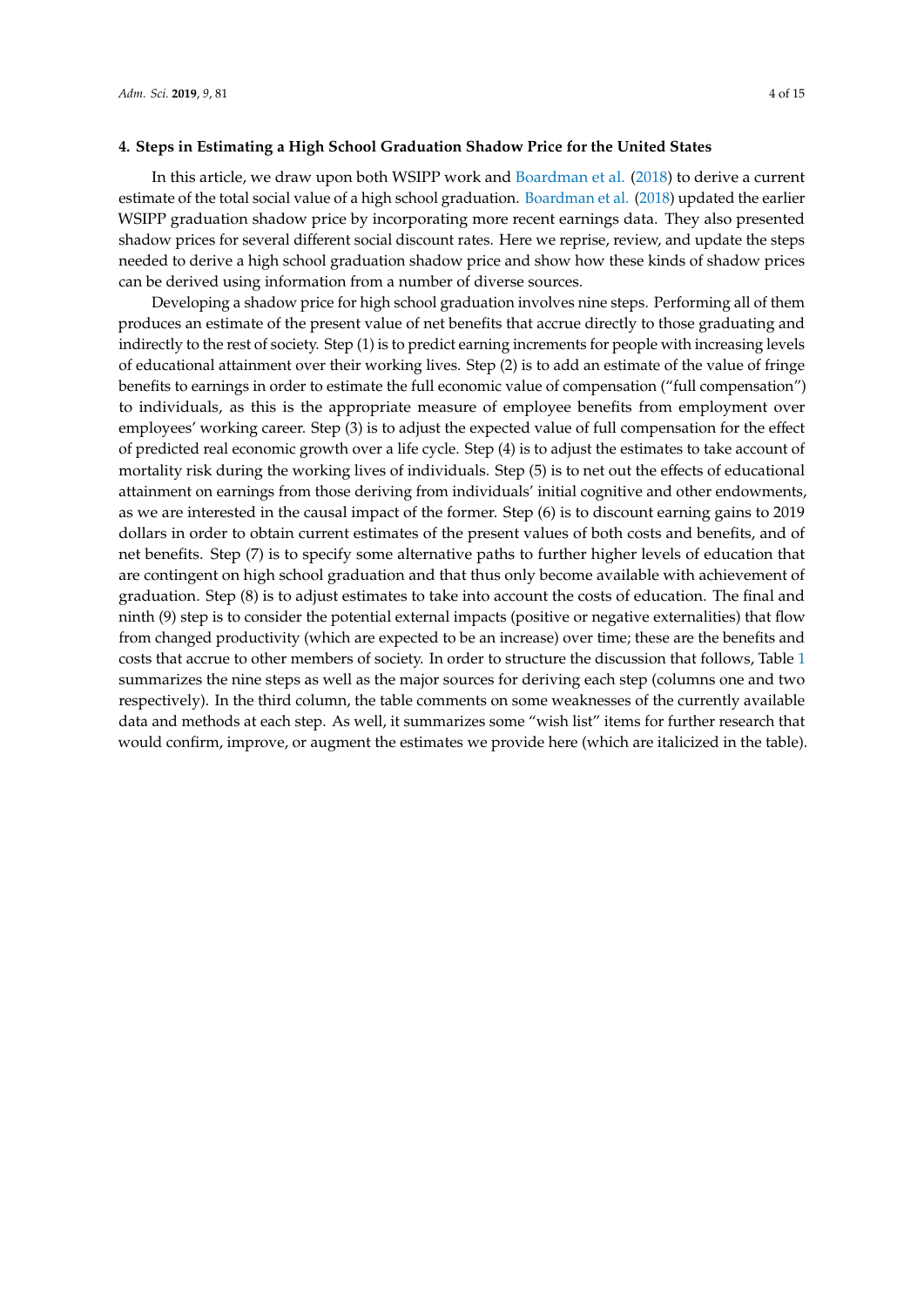## 4. Steps in Estimating a High School Graduation Shadow Price for the United States

In this article, we draw upon both WSIPP work and Boardman et al. (2018) to derive a current estimate of the total social value of a high school graduation. Boardman et al. (2018) updated the earlier WSIPP graduation shadow price by incorporating more recent earnings data. They also presented shadow prices for several different social discount rates. Here we reprise, review, and update the steps needed to derive a high school graduation shadow price and show how these kinds of shadow prices can be derived using information from a number of diverse sources.

Developing a shadow price for high school graduation involves nine steps. Performing all of them produces an estimate of the present value of net benefits that accrue directly to those graduating and indirectly to the rest of society. Step (1) is to predict earning increments for people with increasing levels of educational attainment over their working lives. Step (2) is to add an estimate of the value of fringe benefits to earnings in order to estimate the full economic value of compensation ("full compensation") to individuals, as this is the appropriate measure of employee benefits from employment over employees' working career. Step (3) is to adjust the expected value of full compensation for the effect of predicted real economic growth over a life cycle. Step (4) is to adjust the estimates to take account of mortality risk during the working lives of individuals. Step (5) is to net out the effects of educational attainment on earnings from those deriving from individuals' initial cognitive and other endowments, as we are interested in the causal impact of the former. Step (6) is to discount earning gains to 2019 dollars in order to obtain current estimates of the present values of both costs and benefits, and of net benefits. Step (7) is to specify some alternative paths to further higher levels of education that are contingent on high school graduation and that thus only become available with achievement of graduation. Step (8) is to adjust estimates to take into account the costs of education. The final and ninth (9) step is to consider the potential external impacts (positive or negative externalities) that flow from changed productivity (which are expected to be an increase) over time; these are the benefits and costs that accrue to other members of society. In order to structure the discussion that follows, Table 1 summarizes the nine steps as well as the major sources for deriving each step (columns one and two respectively). In the third column, the table comments on some weaknesses of the currently available data and methods at each step. As well, it summarizes some "wish list" items for further research that would confirm, improve, or augment the estimates we provide here (which are italicized in the table).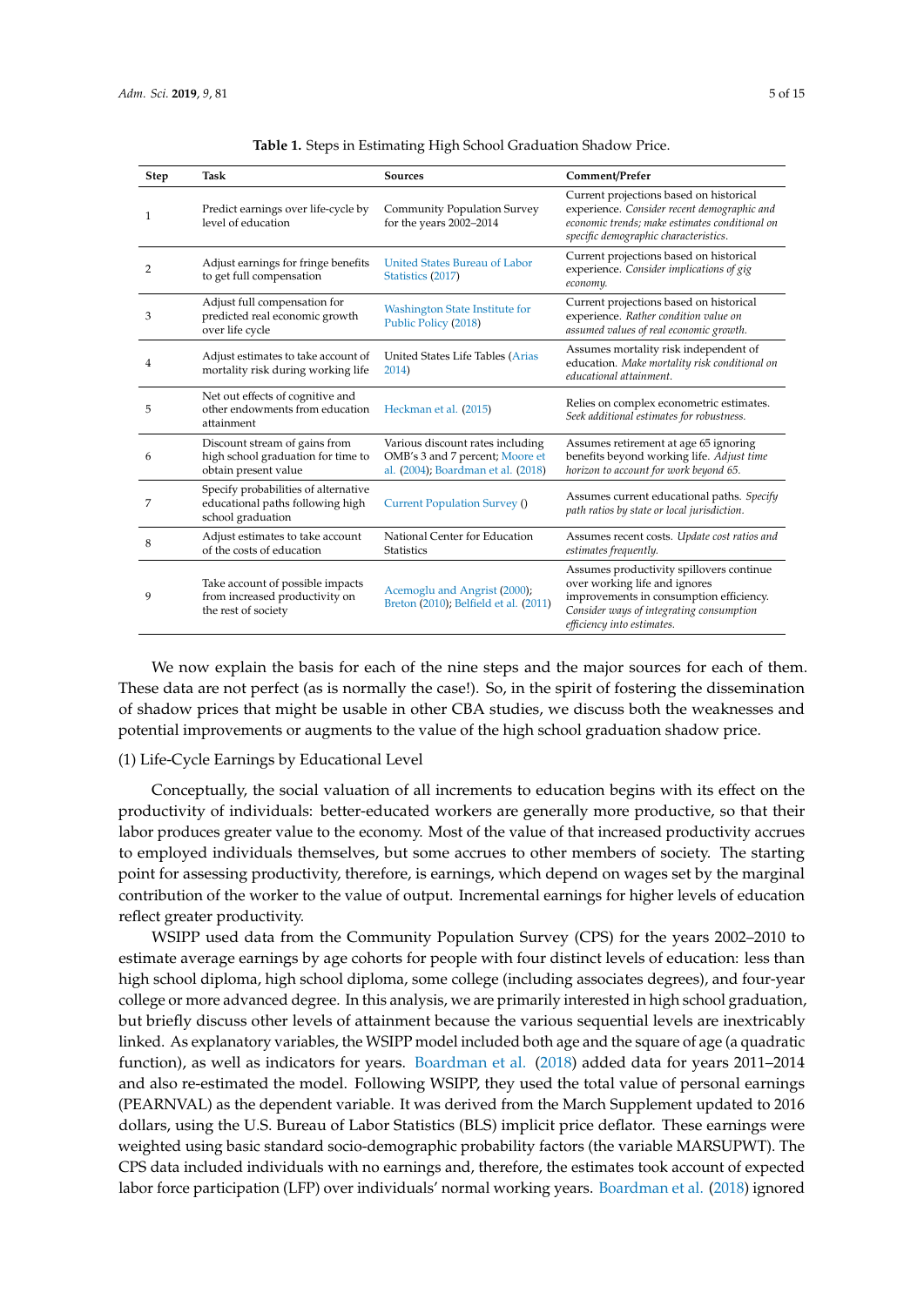**Table 1.** Steps in Estimating High School Graduation Shadow Price.

| Step | Task | Sources | Comment/Prefer |
|---|---|---|---|
| 1 | Predict earnings over life-cycle by level of education | Community Population Survey for the years 2002–2014 | Current projections based on historical experience. *Consider recent demographic and economic trends; make estimates conditional on specific demographic characteristics.* |
| 2 | Adjust earnings for fringe benefits to get full compensation | United States Bureau of Labor Statistics (2017) | Current projections based on historical experience. *Consider implications of gig economy.* |
| 3 | Adjust full compensation for predicted real economic growth over life cycle | Washington State Institute for Public Policy (2018) | Current projections based on historical experience. *Rather condition value on assumed values of real economic growth.* |
| 4 | Adjust estimates to take account of mortality risk during working life | United States Life Tables (Arias 2014) | Assumes mortality risk independent of education. *Make mortality risk conditional on educational attainment.* |
| 5 | Net out effects of cognitive and other endowments from education attainment | Heckman et al. (2015) | Relies on complex econometric estimates. *Seek additional estimates for robustness.* |
| 6 | Discount stream of gains from high school graduation for time to obtain present value | Various discount rates including OMB's 3 and 7 percent; Moore et al. (2004); Boardman et al. (2018) | Assumes retirement at age 65 ignoring benefits beyond working life. *Adjust time horizon to account for work beyond 65.* |
| 7 | Specify probabilities of alternative educational paths following high school graduation | Current Population Survey () | Assumes current educational paths. *Specify path ratios by state or local jurisdiction.* |
| 8 | Adjust estimates to take account of the costs of education | National Center for Education Statistics | Assumes recent costs. *Update cost ratios and estimates frequently.* |
| 9 | Take account of possible impacts from increased productivity on the rest of society | Acemoglu and Angrist (2000); Breton (2010); Belfield et al. (2011) | Assumes productivity spillovers continue over working life and ignores improvements in consumption efficiency. *Consider ways of integrating consumption efficiency into estimates.* |

We now explain the basis for each of the nine steps and the major sources for each of them. These data are not perfect (as is normally the case!). So, in the spirit of fostering the dissemination of shadow prices that might be usable in other CBA studies, we discuss both the weaknesses and potential improvements or augments to the value of the high school graduation shadow price.

(1) Life-Cycle Earnings by Educational Level

Conceptually, the social valuation of all increments to education begins with its effect on the productivity of individuals: better-educated workers are generally more productive, so that their labor produces greater value to the economy. Most of the value of that increased productivity accrues to employed individuals themselves, but some accrues to other members of society. The starting point for assessing productivity, therefore, is earnings, which depend on wages set by the marginal contribution of the worker to the value of output. Incremental earnings for higher levels of education reflect greater productivity.

WSIPP used data from the Community Population Survey (CPS) for the years 2002–2010 to estimate average earnings by age cohorts for people with four distinct levels of education: less than high school diploma, high school diploma, some college (including associates degrees), and four-year college or more advanced degree. In this analysis, we are primarily interested in high school graduation, but briefly discuss other levels of attainment because the various sequential levels are inextricably linked. As explanatory variables, the WSIPP model included both age and the square of age (a quadratic function), as well as indicators for years. Boardman et al. (2018) added data for years 2011–2014 and also re-estimated the model. Following WSIPP, they used the total value of personal earnings (PEARNVAL) as the dependent variable. It was derived from the March Supplement updated to 2016 dollars, using the U.S. Bureau of Labor Statistics (BLS) implicit price deflator. These earnings were weighted using basic standard socio-demographic probability factors (the variable MARSUPWT). The CPS data included individuals with no earnings and, therefore, the estimates took account of expected labor force participation (LFP) over individuals' normal working years. Boardman et al. (2018) ignored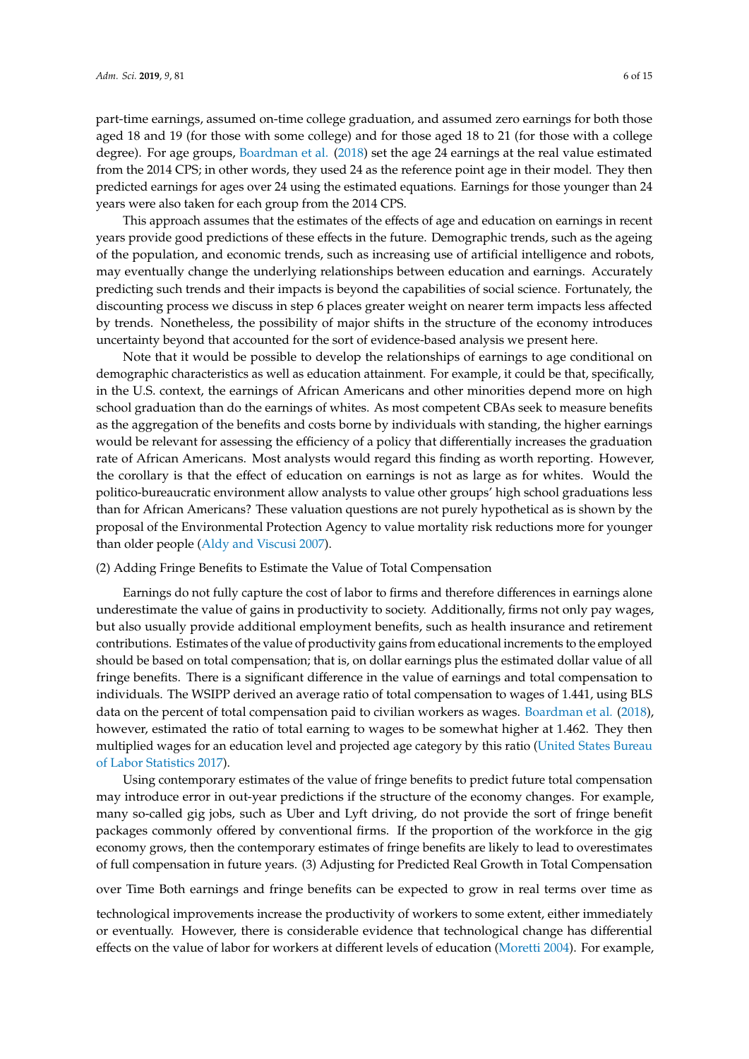part-time earnings, assumed on-time college graduation, and assumed zero earnings for both those aged 18 and 19 (for those with some college) and for those aged 18 to 21 (for those with a college degree). For age groups, Boardman et al. (2018) set the age 24 earnings at the real value estimated from the 2014 CPS; in other words, they used 24 as the reference point age in their model. They then predicted earnings for ages over 24 using the estimated equations. Earnings for those younger than 24 years were also taken for each group from the 2014 CPS.

This approach assumes that the estimates of the effects of age and education on earnings in recent years provide good predictions of these effects in the future. Demographic trends, such as the ageing of the population, and economic trends, such as increasing use of artificial intelligence and robots, may eventually change the underlying relationships between education and earnings. Accurately predicting such trends and their impacts is beyond the capabilities of social science. Fortunately, the discounting process we discuss in step 6 places greater weight on nearer term impacts less affected by trends. Nonetheless, the possibility of major shifts in the structure of the economy introduces uncertainty beyond that accounted for the sort of evidence-based analysis we present here.

Note that it would be possible to develop the relationships of earnings to age conditional on demographic characteristics as well as education attainment. For example, it could be that, specifically, in the U.S. context, the earnings of African Americans and other minorities depend more on high school graduation than do the earnings of whites. As most competent CBAs seek to measure benefits as the aggregation of the benefits and costs borne by individuals with standing, the higher earnings would be relevant for assessing the efficiency of a policy that differentially increases the graduation rate of African Americans. Most analysts would regard this finding as worth reporting. However, the corollary is that the effect of education on earnings is not as large as for whites. Would the politico-bureaucratic environment allow analysts to value other groups' high school graduations less than for African Americans? These valuation questions are not purely hypothetical as is shown by the proposal of the Environmental Protection Agency to value mortality risk reductions more for younger than older people (Aldy and Viscusi 2007).

(2) Adding Fringe Benefits to Estimate the Value of Total Compensation

Earnings do not fully capture the cost of labor to firms and therefore differences in earnings alone underestimate the value of gains in productivity to society. Additionally, firms not only pay wages, but also usually provide additional employment benefits, such as health insurance and retirement contributions. Estimates of the value of productivity gains from educational increments to the employed should be based on total compensation; that is, on dollar earnings plus the estimated dollar value of all fringe benefits. There is a significant difference in the value of earnings and total compensation to individuals. The WSIPP derived an average ratio of total compensation to wages of 1.441, using BLS data on the percent of total compensation paid to civilian workers as wages. Boardman et al. (2018), however, estimated the ratio of total earning to wages to be somewhat higher at 1.462. They then multiplied wages for an education level and projected age category by this ratio (United States Bureau of Labor Statistics 2017).

Using contemporary estimates of the value of fringe benefits to predict future total compensation may introduce error in out-year predictions if the structure of the economy changes. For example, many so-called gig jobs, such as Uber and Lyft driving, do not provide the sort of fringe benefit packages commonly offered by conventional firms. If the proportion of the workforce in the gig economy grows, then the contemporary estimates of fringe benefits are likely to lead to overestimates of full compensation in future years.

(3) Adjusting for Predicted Real Growth in Total Compensation over Time

Both earnings and fringe benefits can be expected to grow in real terms over time as technological improvements increase the productivity of workers to some extent, either immediately or eventually. However, there is considerable evidence that technological change has differential effects on the value of labor for workers at different levels of education (Moretti 2004). For example,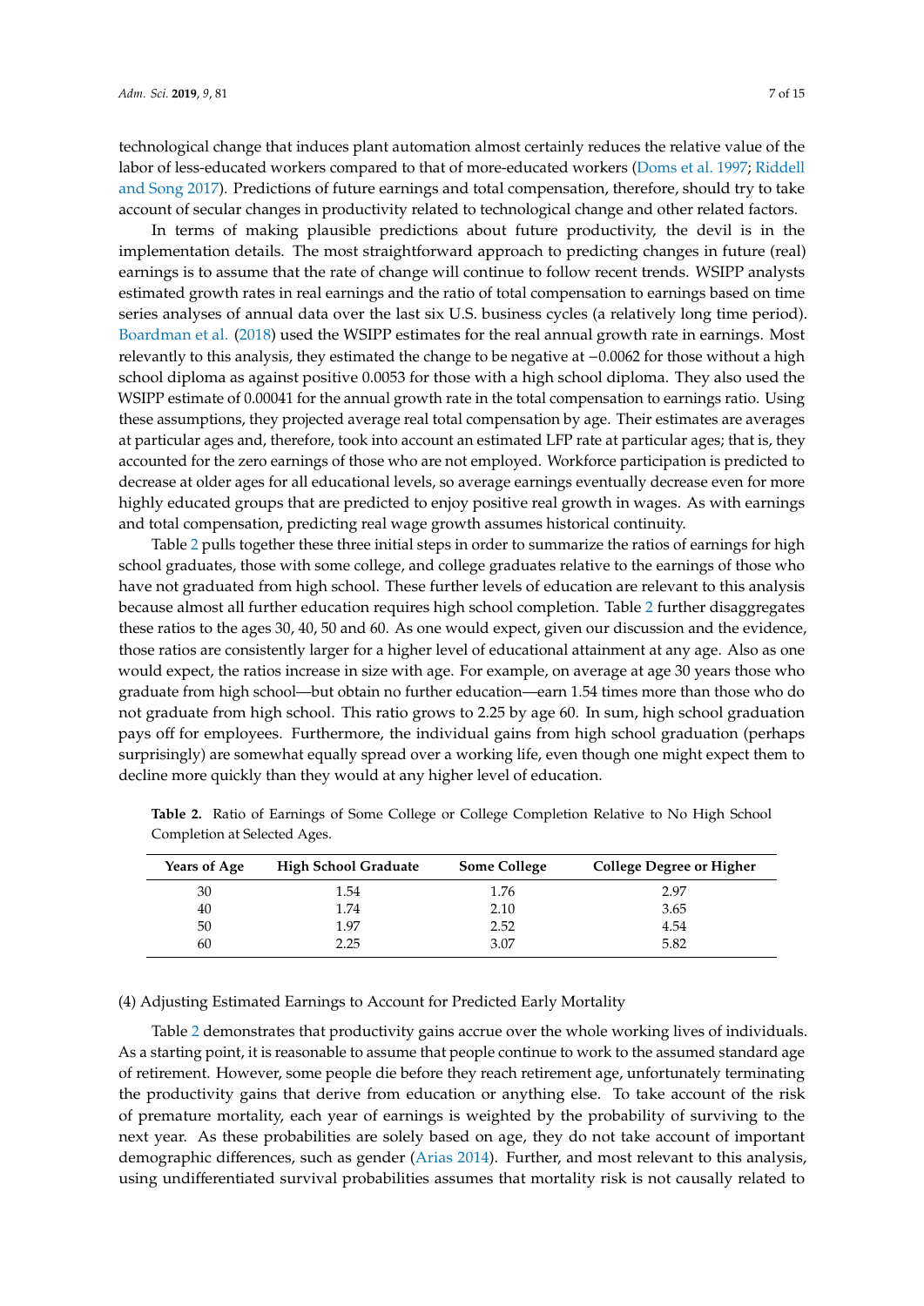technological change that induces plant automation almost certainly reduces the relative value of the labor of less-educated workers compared to that of more-educated workers (Doms et al. 1997; Riddell and Song 2017). Predictions of future earnings and total compensation, therefore, should try to take account of secular changes in productivity related to technological change and other related factors.

In terms of making plausible predictions about future productivity, the devil is in the implementation details. The most straightforward approach to predicting changes in future (real) earnings is to assume that the rate of change will continue to follow recent trends. WSIPP analysts estimated growth rates in real earnings and the ratio of total compensation to earnings based on time series analyses of annual data over the last six U.S. business cycles (a relatively long time period). Boardman et al. (2018) used the WSIPP estimates for the real annual growth rate in earnings. Most relevantly to this analysis, they estimated the change to be negative at −0.0062 for those without a high school diploma as against positive 0.0053 for those with a high school diploma. They also used the WSIPP estimate of 0.00041 for the annual growth rate in the total compensation to earnings ratio. Using these assumptions, they projected average real total compensation by age. Their estimates are averages at particular ages and, therefore, took into account an estimated LFP rate at particular ages; that is, they accounted for the zero earnings of those who are not employed. Workforce participation is predicted to decrease at older ages for all educational levels, so average earnings eventually decrease even for more highly educated groups that are predicted to enjoy positive real growth in wages. As with earnings and total compensation, predicting real wage growth assumes historical continuity.

Table 2 pulls together these three initial steps in order to summarize the ratios of earnings for high school graduates, those with some college, and college graduates relative to the earnings of those who have not graduated from high school. These further levels of education are relevant to this analysis because almost all further education requires high school completion. Table 2 further disaggregates these ratios to the ages 30, 40, 50 and 60. As one would expect, given our discussion and the evidence, those ratios are consistently larger for a higher level of educational attainment at any age. Also as one would expect, the ratios increase in size with age. For example, on average at age 30 years those who graduate from high school—but obtain no further education—earn 1.54 times more than those who do not graduate from high school. This ratio grows to 2.25 by age 60. In sum, high school graduation pays off for employees. Furthermore, the individual gains from high school graduation (perhaps surprisingly) are somewhat equally spread over a working life, even though one might expect them to decline more quickly than they would at any higher level of education.

**Table 2.** Ratio of Earnings of Some College or College Completion Relative to No High School Completion at Selected Ages.

| Years of Age | High School Graduate | Some College | College Degree or Higher |
|---|---|---|---|
| 30 | 1.54 | 1.76 | 2.97 |
| 40 | 1.74 | 2.10 | 3.65 |
| 50 | 1.97 | 2.52 | 4.54 |
| 60 | 2.25 | 3.07 | 5.82 |

(4) Adjusting Estimated Earnings to Account for Predicted Early Mortality

Table 2 demonstrates that productivity gains accrue over the whole working lives of individuals. As a starting point, it is reasonable to assume that people continue to work to the assumed standard age of retirement. However, some people die before they reach retirement age, unfortunately terminating the productivity gains that derive from education or anything else. To take account of the risk of premature mortality, each year of earnings is weighted by the probability of surviving to the next year. As these probabilities are solely based on age, they do not take account of important demographic differences, such as gender (Arias 2014). Further, and most relevant to this analysis, using undifferentiated survival probabilities assumes that mortality risk is not causally related to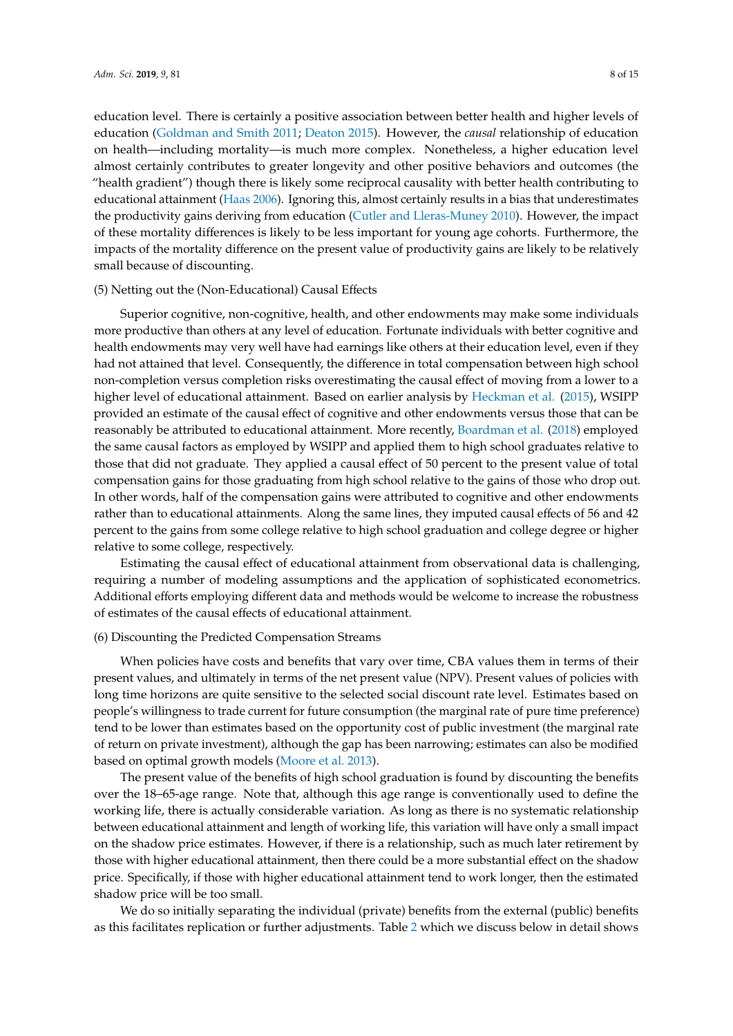education level. There is certainly a positive association between better health and higher levels of education (Goldman and Smith 2011; Deaton 2015). However, the *causal* relationship of education on health—including mortality—is much more complex. Nonetheless, a higher education level almost certainly contributes to greater longevity and other positive behaviors and outcomes (the "health gradient") though there is likely some reciprocal causality with better health contributing to educational attainment (Haas 2006). Ignoring this, almost certainly results in a bias that underestimates the productivity gains deriving from education (Cutler and Lleras-Muney 2010). However, the impact of these mortality differences is likely to be less important for young age cohorts. Furthermore, the impacts of the mortality difference on the present value of productivity gains are likely to be relatively small because of discounting.

(5) Netting out the (Non-Educational) Causal Effects

Superior cognitive, non-cognitive, health, and other endowments may make some individuals more productive than others at any level of education. Fortunate individuals with better cognitive and health endowments may very well have had earnings like others at their education level, even if they had not attained that level. Consequently, the difference in total compensation between high school non-completion versus completion risks overestimating the causal effect of moving from a lower to a higher level of educational attainment. Based on earlier analysis by Heckman et al. (2015), WSIPP provided an estimate of the causal effect of cognitive and other endowments versus those that can be reasonably be attributed to educational attainment. More recently, Boardman et al. (2018) employed the same causal factors as employed by WSIPP and applied them to high school graduates relative to those that did not graduate. They applied a causal effect of 50 percent to the present value of total compensation gains for those graduating from high school relative to the gains of those who drop out. In other words, half of the compensation gains were attributed to cognitive and other endowments rather than to educational attainments. Along the same lines, they imputed causal effects of 56 and 42 percent to the gains from some college relative to high school graduation and college degree or higher relative to some college, respectively.

Estimating the causal effect of educational attainment from observational data is challenging, requiring a number of modeling assumptions and the application of sophisticated econometrics. Additional efforts employing different data and methods would be welcome to increase the robustness of estimates of the causal effects of educational attainment.

(6) Discounting the Predicted Compensation Streams

When policies have costs and benefits that vary over time, CBA values them in terms of their present values, and ultimately in terms of the net present value (NPV). Present values of policies with long time horizons are quite sensitive to the selected social discount rate level. Estimates based on people's willingness to trade current for future consumption (the marginal rate of pure time preference) tend to be lower than estimates based on the opportunity cost of public investment (the marginal rate of return on private investment), although the gap has been narrowing; estimates can also be modified based on optimal growth models (Moore et al. 2013).

The present value of the benefits of high school graduation is found by discounting the benefits over the 18–65-age range. Note that, although this age range is conventionally used to define the working life, there is actually considerable variation. As long as there is no systematic relationship between educational attainment and length of working life, this variation will have only a small impact on the shadow price estimates. However, if there is a relationship, such as much later retirement by those with higher educational attainment, then there could be a more substantial effect on the shadow price. Specifically, if those with higher educational attainment tend to work longer, then the estimated shadow price will be too small.

We do so initially separating the individual (private) benefits from the external (public) benefits as this facilitates replication or further adjustments. Table 2 which we discuss below in detail shows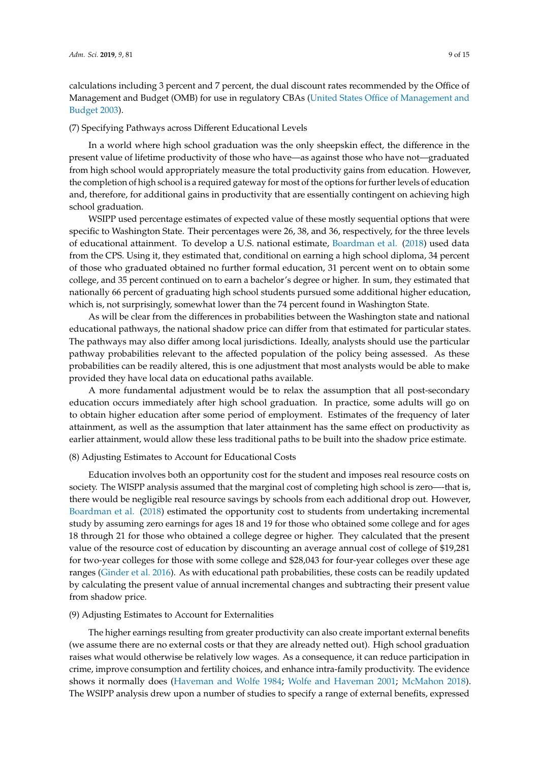calculations including 3 percent and 7 percent, the dual discount rates recommended by the Office of Management and Budget (OMB) for use in regulatory CBAs (United States Office of Management and Budget 2003).

(7) Specifying Pathways across Different Educational Levels

In a world where high school graduation was the only sheepskin effect, the difference in the present value of lifetime productivity of those who have—as against those who have not—graduated from high school would appropriately measure the total productivity gains from education. However, the completion of high school is a required gateway for most of the options for further levels of education and, therefore, for additional gains in productivity that are essentially contingent on achieving high school graduation.

WSIPP used percentage estimates of expected value of these mostly sequential options that were specific to Washington State. Their percentages were 26, 38, and 36, respectively, for the three levels of educational attainment. To develop a U.S. national estimate, Boardman et al. (2018) used data from the CPS. Using it, they estimated that, conditional on earning a high school diploma, 34 percent of those who graduated obtained no further formal education, 31 percent went on to obtain some college, and 35 percent continued on to earn a bachelor's degree or higher. In sum, they estimated that nationally 66 percent of graduating high school students pursued some additional higher education, which is, not surprisingly, somewhat lower than the 74 percent found in Washington State.

As will be clear from the differences in probabilities between the Washington state and national educational pathways, the national shadow price can differ from that estimated for particular states. The pathways may also differ among local jurisdictions. Ideally, analysts should use the particular pathway probabilities relevant to the affected population of the policy being assessed. As these probabilities can be readily altered, this is one adjustment that most analysts would be able to make provided they have local data on educational paths available.

A more fundamental adjustment would be to relax the assumption that all post-secondary education occurs immediately after high school graduation. In practice, some adults will go on to obtain higher education after some period of employment. Estimates of the frequency of later attainment, as well as the assumption that later attainment has the same effect on productivity as earlier attainment, would allow these less traditional paths to be built into the shadow price estimate.

(8) Adjusting Estimates to Account for Educational Costs

Education involves both an opportunity cost for the student and imposes real resource costs on society. The WISPP analysis assumed that the marginal cost of completing high school is zero—that is, there would be negligible real resource savings by schools from each additional drop out. However, Boardman et al. (2018) estimated the opportunity cost to students from undertaking incremental study by assuming zero earnings for ages 18 and 19 for those who obtained some college and for ages 18 through 21 for those who obtained a college degree or higher. They calculated that the present value of the resource cost of education by discounting an average annual cost of college of $19,281 for two-year colleges for those with some college and $28,043 for four-year colleges over these age ranges (Ginder et al. 2016). As with educational path probabilities, these costs can be readily updated by calculating the present value of annual incremental changes and subtracting their present value from shadow price.

(9) Adjusting Estimates to Account for Externalities

The higher earnings resulting from greater productivity can also create important external benefits (we assume there are no external costs or that they are already netted out). High school graduation raises what would otherwise be relatively low wages. As a consequence, it can reduce participation in crime, improve consumption and fertility choices, and enhance intra-family productivity. The evidence shows it normally does (Haveman and Wolfe 1984; Wolfe and Haveman 2001; McMahon 2018). The WSIPP analysis drew upon a number of studies to specify a range of external benefits, expressed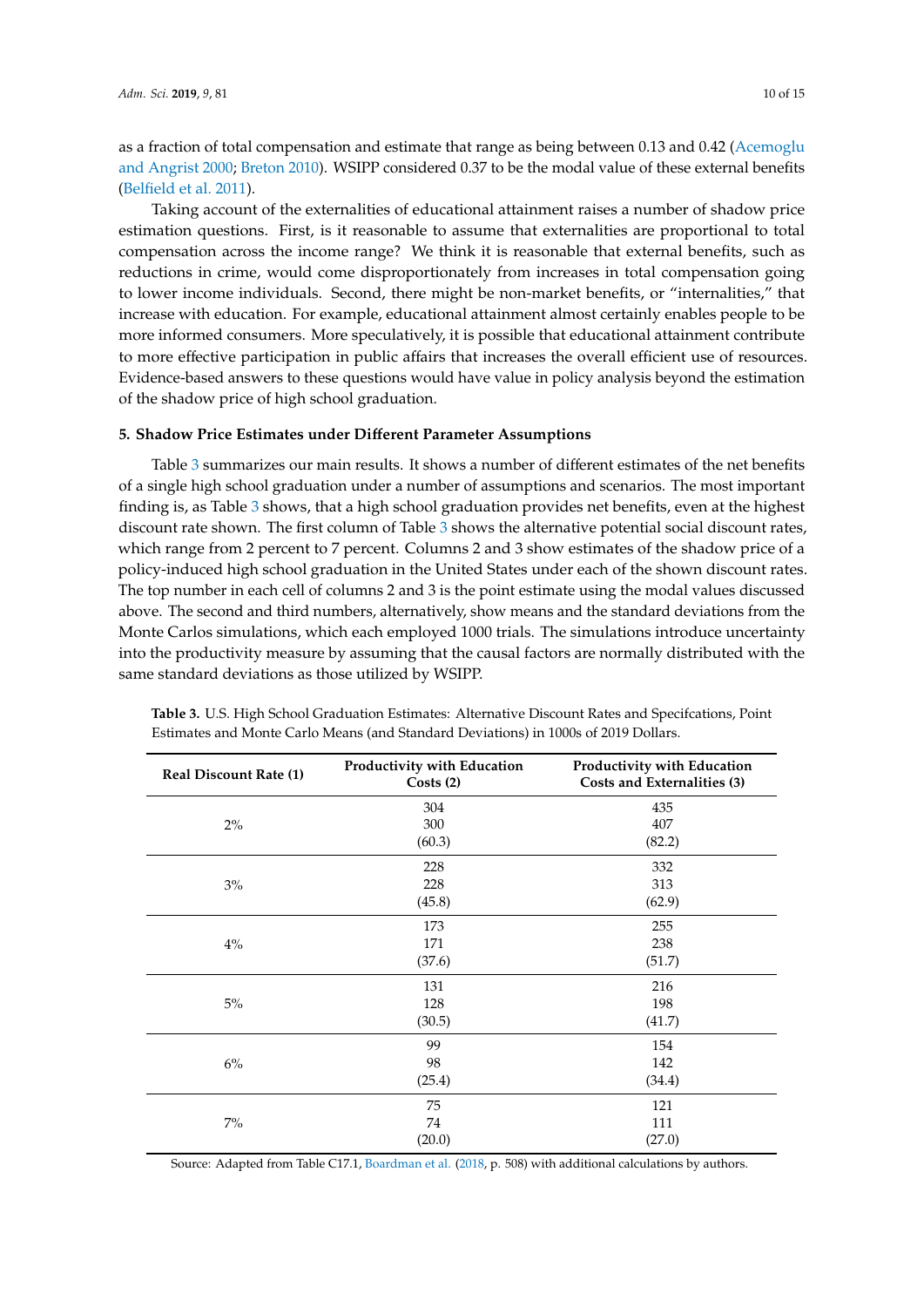as a fraction of total compensation and estimate that range as being between 0.13 and 0.42 (Acemoglu and Angrist 2000; Breton 2010). WSIPP considered 0.37 to be the modal value of these external benefits (Belfield et al. 2011).

Taking account of the externalities of educational attainment raises a number of shadow price estimation questions. First, is it reasonable to assume that externalities are proportional to total compensation across the income range? We think it is reasonable that external benefits, such as reductions in crime, would come disproportionately from increases in total compensation going to lower income individuals. Second, there might be non-market benefits, or "internalities," that increase with education. For example, educational attainment almost certainly enables people to be more informed consumers. More speculatively, it is possible that educational attainment contribute to more effective participation in public affairs that increases the overall efficient use of resources. Evidence-based answers to these questions would have value in policy analysis beyond the estimation of the shadow price of high school graduation.

## 5. Shadow Price Estimates under Different Parameter Assumptions

Table 3 summarizes our main results. It shows a number of different estimates of the net benefits of a single high school graduation under a number of assumptions and scenarios. The most important finding is, as Table 3 shows, that a high school graduation provides net benefits, even at the highest discount rate shown. The first column of Table 3 shows the alternative potential social discount rates, which range from 2 percent to 7 percent. Columns 2 and 3 show estimates of the shadow price of a policy-induced high school graduation in the United States under each of the shown discount rates. The top number in each cell of columns 2 and 3 is the point estimate using the modal values discussed above. The second and third numbers, alternatively, show means and the standard deviations from the Monte Carlos simulations, which each employed 1000 trials. The simulations introduce uncertainty into the productivity measure by assuming that the causal factors are normally distributed with the same standard deviations as those utilized by WSIPP.

**Table 3.** U.S. High School Graduation Estimates: Alternative Discount Rates and Specifcations, Point Estimates and Monte Carlo Means (and Standard Deviations) in 1000s of 2019 Dollars.

| Real Discount Rate (1) | Productivity with Education Costs (2) | Productivity with Education Costs and Externalities (3) |
|---|---|---|
| 2% | 304<br>300<br>(60.3) | 435<br>407<br>(82.2) |
| 3% | 228<br>228<br>(45.8) | 332<br>313<br>(62.9) |
| 4% | 173<br>171<br>(37.6) | 255<br>238<br>(51.7) |
| 5% | 131<br>128<br>(30.5) | 216<br>198<br>(41.7) |
| 6% | 99<br>98<br>(25.4) | 154<br>142<br>(34.4) |
| 7% | 75<br>74<br>(20.0) | 121<br>111<br>(27.0) |

Source: Adapted from Table C17.1, Boardman et al. (2018, p. 508) with additional calculations by authors.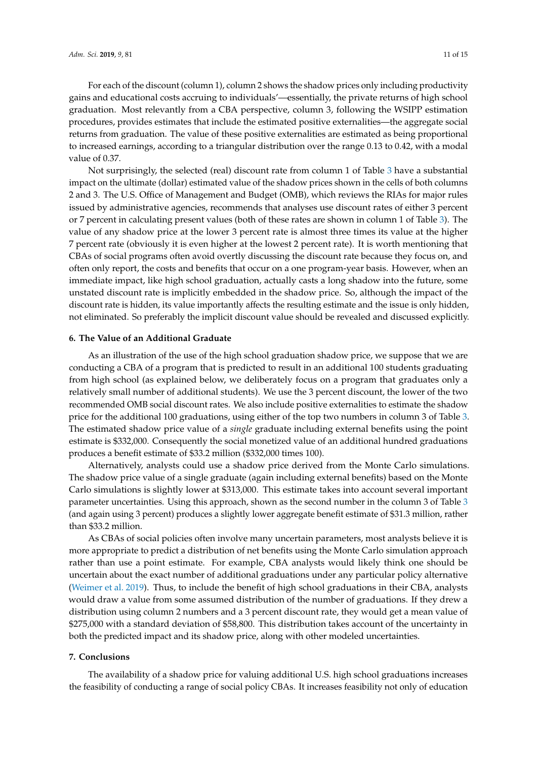For each of the discount (column 1), column 2 shows the shadow prices only including productivity gains and educational costs accruing to individuals'—essentially, the private returns of high school graduation. Most relevantly from a CBA perspective, column 3, following the WSIPP estimation procedures, provides estimates that include the estimated positive externalities—the aggregate social returns from graduation. The value of these positive externalities are estimated as being proportional to increased earnings, according to a triangular distribution over the range 0.13 to 0.42, with a modal value of 0.37.

Not surprisingly, the selected (real) discount rate from column 1 of Table 3 have a substantial impact on the ultimate (dollar) estimated value of the shadow prices shown in the cells of both columns 2 and 3. The U.S. Office of Management and Budget (OMB), which reviews the RIAs for major rules issued by administrative agencies, recommends that analyses use discount rates of either 3 percent or 7 percent in calculating present values (both of these rates are shown in column 1 of Table 3). The value of any shadow price at the lower 3 percent rate is almost three times its value at the higher 7 percent rate (obviously it is even higher at the lowest 2 percent rate). It is worth mentioning that CBAs of social programs often avoid overtly discussing the discount rate because they focus on, and often only report, the costs and benefits that occur on a one program-year basis. However, when an immediate impact, like high school graduation, actually casts a long shadow into the future, some unstated discount rate is implicitly embedded in the shadow price. So, although the impact of the discount rate is hidden, its value importantly affects the resulting estimate and the issue is only hidden, not eliminated. So preferably the implicit discount value should be revealed and discussed explicitly.

## 6. The Value of an Additional Graduate

As an illustration of the use of the high school graduation shadow price, we suppose that we are conducting a CBA of a program that is predicted to result in an additional 100 students graduating from high school (as explained below, we deliberately focus on a program that graduates only a relatively small number of additional students). We use the 3 percent discount, the lower of the two recommended OMB social discount rates. We also include positive externalities to estimate the shadow price for the additional 100 graduations, using either of the top two numbers in column 3 of Table 3. The estimated shadow price value of a *single* graduate including external benefits using the point estimate is $332,000. Consequently the social monetized value of an additional hundred graduations produces a benefit estimate of $33.2 million ($332,000 times 100).

Alternatively, analysts could use a shadow price derived from the Monte Carlo simulations. The shadow price value of a single graduate (again including external benefits) based on the Monte Carlo simulations is slightly lower at $313,000. This estimate takes into account several important parameter uncertainties. Using this approach, shown as the second number in the column 3 of Table 3 (and again using 3 percent) produces a slightly lower aggregate benefit estimate of $31.3 million, rather than $33.2 million.

As CBAs of social policies often involve many uncertain parameters, most analysts believe it is more appropriate to predict a distribution of net benefits using the Monte Carlo simulation approach rather than use a point estimate. For example, CBA analysts would likely think one should be uncertain about the exact number of additional graduations under any particular policy alternative (Weimer et al. 2019). Thus, to include the benefit of high school graduations in their CBA, analysts would draw a value from some assumed distribution of the number of graduations. If they drew a distribution using column 2 numbers and a 3 percent discount rate, they would get a mean value of $275,000 with a standard deviation of $58,800. This distribution takes account of the uncertainty in both the predicted impact and its shadow price, along with other modeled uncertainties.

## 7. Conclusions

The availability of a shadow price for valuing additional U.S. high school graduations increases the feasibility of conducting a range of social policy CBAs. It increases feasibility not only of education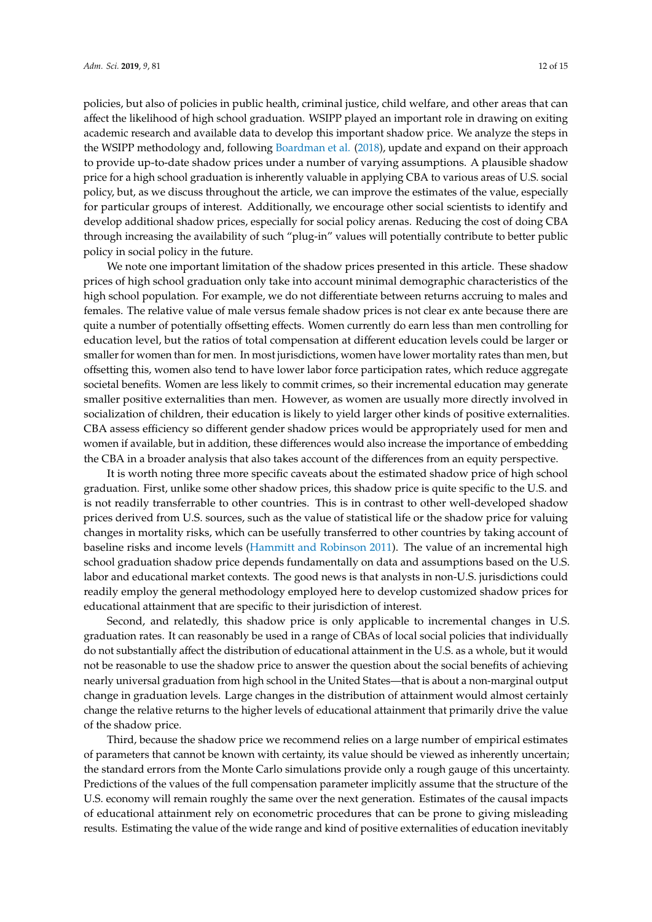policies, but also of policies in public health, criminal justice, child welfare, and other areas that can affect the likelihood of high school graduation. WSIPP played an important role in drawing on exiting academic research and available data to develop this important shadow price. We analyze the steps in the WSIPP methodology and, following Boardman et al. (2018), update and expand on their approach to provide up-to-date shadow prices under a number of varying assumptions. A plausible shadow price for a high school graduation is inherently valuable in applying CBA to various areas of U.S. social policy, but, as we discuss throughout the article, we can improve the estimates of the value, especially for particular groups of interest. Additionally, we encourage other social scientists to identify and develop additional shadow prices, especially for social policy arenas. Reducing the cost of doing CBA through increasing the availability of such "plug-in" values will potentially contribute to better public policy in social policy in the future.

We note one important limitation of the shadow prices presented in this article. These shadow prices of high school graduation only take into account minimal demographic characteristics of the high school population. For example, we do not differentiate between returns accruing to males and females. The relative value of male versus female shadow prices is not clear ex ante because there are quite a number of potentially offsetting effects. Women currently do earn less than men controlling for education level, but the ratios of total compensation at different education levels could be larger or smaller for women than for men. In most jurisdictions, women have lower mortality rates than men, but offsetting this, women also tend to have lower labor force participation rates, which reduce aggregate societal benefits. Women are less likely to commit crimes, so their incremental education may generate smaller positive externalities than men. However, as women are usually more directly involved in socialization of children, their education is likely to yield larger other kinds of positive externalities. CBA assess efficiency so different gender shadow prices would be appropriately used for men and women if available, but in addition, these differences would also increase the importance of embedding the CBA in a broader analysis that also takes account of the differences from an equity perspective.

It is worth noting three more specific caveats about the estimated shadow price of high school graduation. First, unlike some other shadow prices, this shadow price is quite specific to the U.S. and is not readily transferrable to other countries. This is in contrast to other well-developed shadow prices derived from U.S. sources, such as the value of statistical life or the shadow price for valuing changes in mortality risks, which can be usefully transferred to other countries by taking account of baseline risks and income levels (Hammitt and Robinson 2011). The value of an incremental high school graduation shadow price depends fundamentally on data and assumptions based on the U.S. labor and educational market contexts. The good news is that analysts in non-U.S. jurisdictions could readily employ the general methodology employed here to develop customized shadow prices for educational attainment that are specific to their jurisdiction of interest.

Second, and relatedly, this shadow price is only applicable to incremental changes in U.S. graduation rates. It can reasonably be used in a range of CBAs of local social policies that individually do not substantially affect the distribution of educational attainment in the U.S. as a whole, but it would not be reasonable to use the shadow price to answer the question about the social benefits of achieving nearly universal graduation from high school in the United States—that is about a non-marginal output change in graduation levels. Large changes in the distribution of attainment would almost certainly change the relative returns to the higher levels of educational attainment that primarily drive the value of the shadow price.

Third, because the shadow price we recommend relies on a large number of empirical estimates of parameters that cannot be known with certainty, its value should be viewed as inherently uncertain; the standard errors from the Monte Carlo simulations provide only a rough gauge of this uncertainty. Predictions of the values of the full compensation parameter implicitly assume that the structure of the U.S. economy will remain roughly the same over the next generation. Estimates of the causal impacts of educational attainment rely on econometric procedures that can be prone to giving misleading results. Estimating the value of the wide range and kind of positive externalities of education inevitably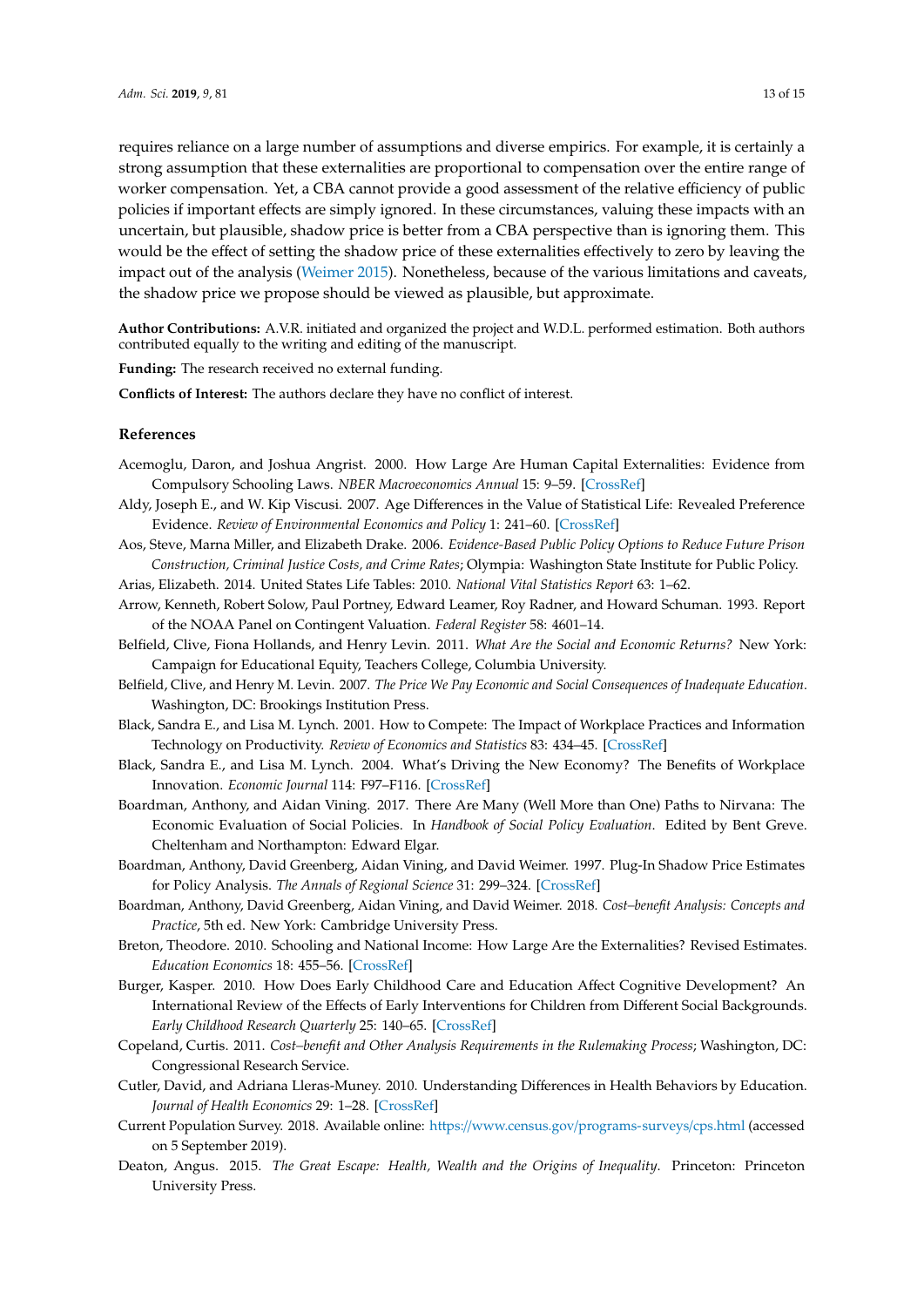requires reliance on a large number of assumptions and diverse empirics. For example, it is certainly a strong assumption that these externalities are proportional to compensation over the entire range of worker compensation. Yet, a CBA cannot provide a good assessment of the relative efficiency of public policies if important effects are simply ignored. In these circumstances, valuing these impacts with an uncertain, but plausible, shadow price is better from a CBA perspective than is ignoring them. This would be the effect of setting the shadow price of these externalities effectively to zero by leaving the impact out of the analysis (Weimer 2015). Nonetheless, because of the various limitations and caveats, the shadow price we propose should be viewed as plausible, but approximate.

**Author Contributions:** A.V.R. initiated and organized the project and W.D.L. performed estimation. Both authors contributed equally to the writing and editing of the manuscript.

**Funding:** The research received no external funding.

**Conflicts of Interest:** The authors declare they have no conflict of interest.

## References

Acemoglu, Daron, and Joshua Angrist. 2000. How Large Are Human Capital Externalities: Evidence from Compulsory Schooling Laws. *NBER Macroeconomics Annual* 15: 9–59. [CrossRef]

Aldy, Joseph E., and W. Kip Viscusi. 2007. Age Differences in the Value of Statistical Life: Revealed Preference Evidence. *Review of Environmental Economics and Policy* 1: 241–60. [CrossRef]

Aos, Steve, Marna Miller, and Elizabeth Drake. 2006. *Evidence-Based Public Policy Options to Reduce Future Prison Construction, Criminal Justice Costs, and Crime Rates*; Olympia: Washington State Institute for Public Policy.

Arias, Elizabeth. 2014. United States Life Tables: 2010. *National Vital Statistics Report* 63: 1–62.

Arrow, Kenneth, Robert Solow, Paul Portney, Edward Leamer, Roy Radner, and Howard Schuman. 1993. Report of the NOAA Panel on Contingent Valuation. *Federal Register* 58: 4601–14.

Belfield, Clive, Fiona Hollands, and Henry Levin. 2011. *What Are the Social and Economic Returns?* New York: Campaign for Educational Equity, Teachers College, Columbia University.

Belfield, Clive, and Henry M. Levin. 2007. *The Price We Pay Economic and Social Consequences of Inadequate Education*. Washington, DC: Brookings Institution Press.

Black, Sandra E., and Lisa M. Lynch. 2001. How to Compete: The Impact of Workplace Practices and Information Technology on Productivity. *Review of Economics and Statistics* 83: 434–45. [CrossRef]

Black, Sandra E., and Lisa M. Lynch. 2004. What's Driving the New Economy? The Benefits of Workplace Innovation. *Economic Journal* 114: F97–F116. [CrossRef]

Boardman, Anthony, and Aidan Vining. 2017. There Are Many (Well More than One) Paths to Nirvana: The Economic Evaluation of Social Policies. In *Handbook of Social Policy Evaluation*. Edited by Bent Greve. Cheltenham and Northampton: Edward Elgar.

Boardman, Anthony, David Greenberg, Aidan Vining, and David Weimer. 1997. Plug-In Shadow Price Estimates for Policy Analysis. *The Annals of Regional Science* 31: 299–324. [CrossRef]

Boardman, Anthony, David Greenberg, Aidan Vining, and David Weimer. 2018. *Cost–benefit Analysis: Concepts and Practice*, 5th ed. New York: Cambridge University Press.

Breton, Theodore. 2010. Schooling and National Income: How Large Are the Externalities? Revised Estimates. *Education Economics* 18: 455–56. [CrossRef]

Burger, Kasper. 2010. How Does Early Childhood Care and Education Affect Cognitive Development? An International Review of the Effects of Early Interventions for Children from Different Social Backgrounds. *Early Childhood Research Quarterly* 25: 140–65. [CrossRef]

Copeland, Curtis. 2011. *Cost–benefit and Other Analysis Requirements in the Rulemaking Process*; Washington, DC: Congressional Research Service.

Cutler, David, and Adriana Lleras-Muney. 2010. Understanding Differences in Health Behaviors by Education. *Journal of Health Economics* 29: 1–28. [CrossRef]

Current Population Survey. 2018. Available online: https://www.census.gov/programs-surveys/cps.html (accessed on 5 September 2019).

Deaton, Angus. 2015. *The Great Escape: Health, Wealth and the Origins of Inequality*. Princeton: Princeton University Press.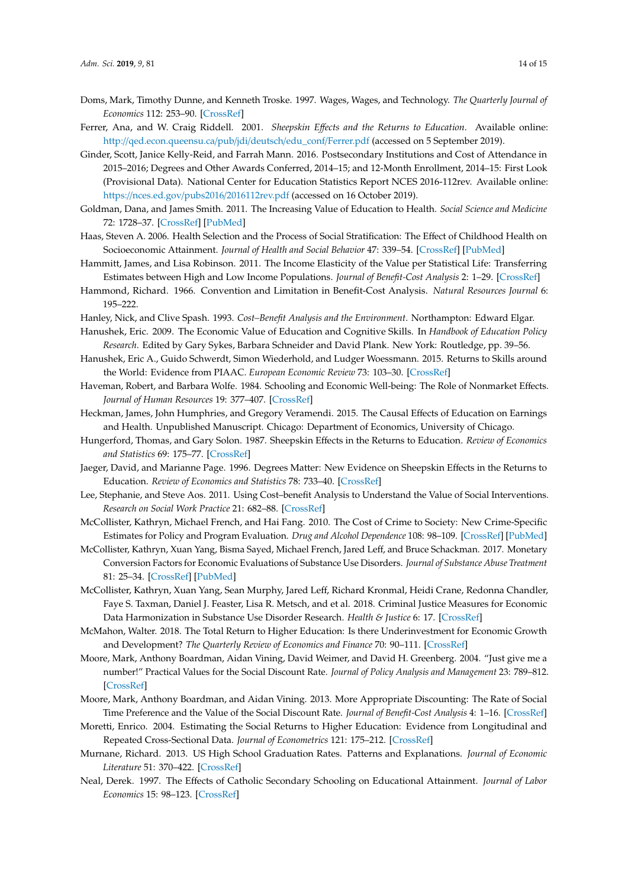Doms, Mark, Timothy Dunne, and Kenneth Troske. 1997. Wages, Wages, and Technology. *The Quarterly Journal of Economics* 112: 253–90. [CrossRef]

Ferrer, Ana, and W. Craig Riddell. 2001. *Sheepskin Effects and the Returns to Education*. Available online: http://qed.econ.queensu.ca/pub/jdi/deutsch/edu_conf/Ferrer.pdf (accessed on 5 September 2019).

Ginder, Scott, Janice Kelly-Reid, and Farrah Mann. 2016. Postsecondary Institutions and Cost of Attendance in 2015–2016; Degrees and Other Awards Conferred, 2014–15; and 12-Month Enrollment, 2014–15: First Look (Provisional Data). National Center for Education Statistics Report NCES 2016-112rev. Available online: https://nces.ed.gov/pubs2016/2016112rev.pdf (accessed on 16 October 2019).

Goldman, Dana, and James Smith. 2011. The Increasing Value of Education to Health. *Social Science and Medicine* 72: 1728–37. [CrossRef] [PubMed]

Haas, Steven A. 2006. Health Selection and the Process of Social Stratification: The Effect of Childhood Health on Socioeconomic Attainment. *Journal of Health and Social Behavior* 47: 339–54. [CrossRef] [PubMed]

Hammitt, James, and Lisa Robinson. 2011. The Income Elasticity of the Value per Statistical Life: Transferring Estimates between High and Low Income Populations. *Journal of Benefit-Cost Analysis* 2: 1–29. [CrossRef]

Hammond, Richard. 1966. Convention and Limitation in Benefit-Cost Analysis. *Natural Resources Journal* 6: 195–222.

Hanley, Nick, and Clive Spash. 1993. *Cost–Benefit Analysis and the Environment*. Northampton: Edward Elgar.

Hanushek, Eric. 2009. The Economic Value of Education and Cognitive Skills. In *Handbook of Education Policy Research*. Edited by Gary Sykes, Barbara Schneider and David Plank. New York: Routledge, pp. 39–56.

Hanushek, Eric A., Guido Schwerdt, Simon Wiederhold, and Ludger Woessmann. 2015. Returns to Skills around the World: Evidence from PIAAC. *European Economic Review* 73: 103–30. [CrossRef]

Haveman, Robert, and Barbara Wolfe. 1984. Schooling and Economic Well-being: The Role of Nonmarket Effects. *Journal of Human Resources* 19: 377–407. [CrossRef]

Heckman, James, John Humphries, and Gregory Veramendi. 2015. The Causal Effects of Education on Earnings and Health. Unpublished Manuscript. Chicago: Department of Economics, University of Chicago.

Hungerford, Thomas, and Gary Solon. 1987. Sheepskin Effects in the Returns to Education. *Review of Economics and Statistics* 69: 175–77. [CrossRef]

Jaeger, David, and Marianne Page. 1996. Degrees Matter: New Evidence on Sheepskin Effects in the Returns to Education. *Review of Economics and Statistics* 78: 733–40. [CrossRef]

Lee, Stephanie, and Steve Aos. 2011. Using Cost–benefit Analysis to Understand the Value of Social Interventions. *Research on Social Work Practice* 21: 682–88. [CrossRef]

McCollister, Kathryn, Michael French, and Hai Fang. 2010. The Cost of Crime to Society: New Crime-Specific Estimates for Policy and Program Evaluation. *Drug and Alcohol Dependence* 108: 98–109. [CrossRef] [PubMed]

McCollister, Kathryn, Xuan Yang, Bisma Sayed, Michael French, Jared Leff, and Bruce Schackman. 2017. Monetary Conversion Factors for Economic Evaluations of Substance Use Disorders. *Journal of Substance Abuse Treatment* 81: 25–34. [CrossRef] [PubMed]

McCollister, Kathryn, Xuan Yang, Sean Murphy, Jared Leff, Richard Kronmal, Heidi Crane, Redonna Chandler, Faye S. Taxman, Daniel J. Feaster, Lisa R. Metsch, and et al. 2018. Criminal Justice Measures for Economic Data Harmonization in Substance Use Disorder Research. *Health & Justice* 6: 17. [CrossRef]

McMahon, Walter. 2018. The Total Return to Higher Education: Is there Underinvestment for Economic Growth and Development? *The Quarterly Review of Economics and Finance* 70: 90–111. [CrossRef]

Moore, Mark, Anthony Boardman, Aidan Vining, David Weimer, and David H. Greenberg. 2004. "Just give me a number!" Practical Values for the Social Discount Rate. *Journal of Policy Analysis and Management* 23: 789–812. [CrossRef]

Moore, Mark, Anthony Boardman, and Aidan Vining. 2013. More Appropriate Discounting: The Rate of Social Time Preference and the Value of the Social Discount Rate. *Journal of Benefit-Cost Analysis* 4: 1–16. [CrossRef]

Moretti, Enrico. 2004. Estimating the Social Returns to Higher Education: Evidence from Longitudinal and Repeated Cross-Sectional Data. *Journal of Econometrics* 121: 175–212. [CrossRef]

Murnane, Richard. 2013. US High School Graduation Rates. Patterns and Explanations. *Journal of Economic Literature* 51: 370–422. [CrossRef]

Neal, Derek. 1997. The Effects of Catholic Secondary Schooling on Educational Attainment. *Journal of Labor Economics* 15: 98–123. [CrossRef]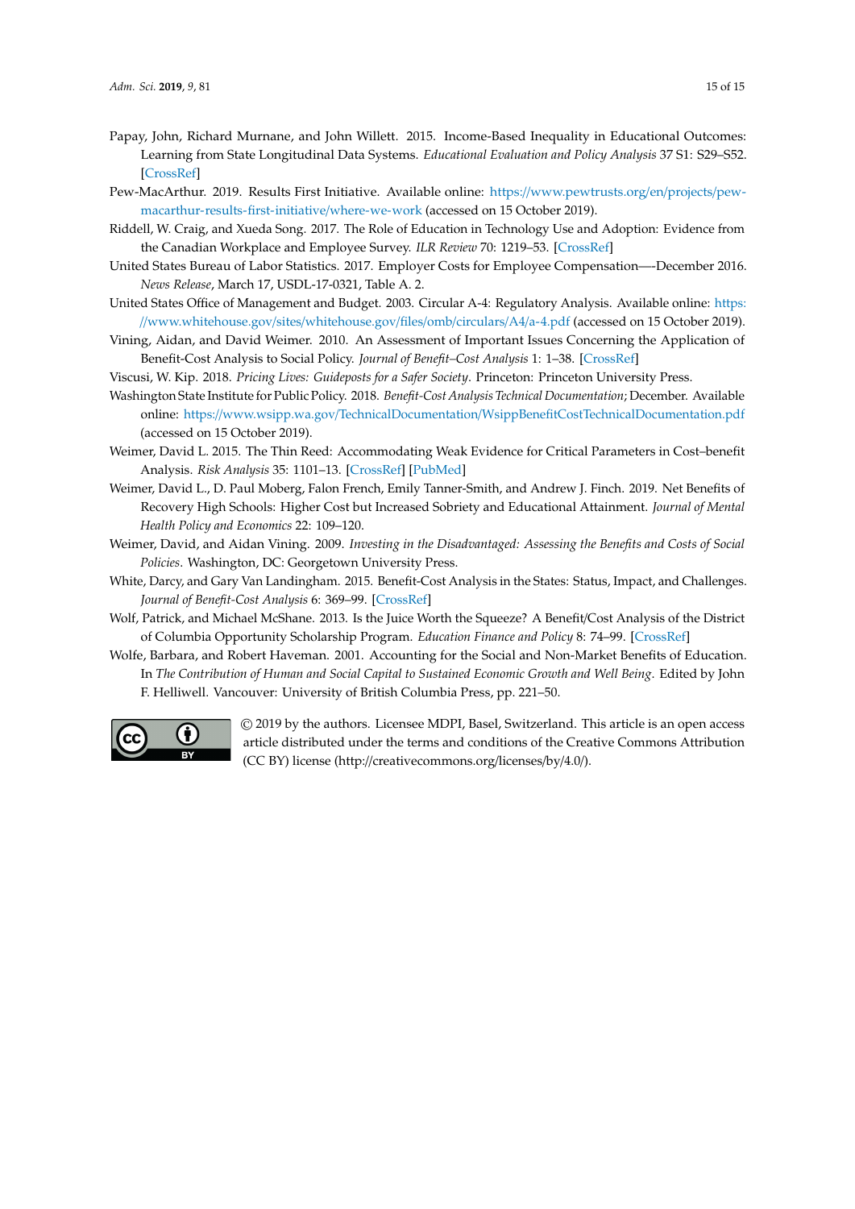Papay, John, Richard Murnane, and John Willett. 2015. Income-Based Inequality in Educational Outcomes: Learning from State Longitudinal Data Systems. *Educational Evaluation and Policy Analysis* 37 S1: S29–S52. [CrossRef]

Pew-MacArthur. 2019. Results First Initiative. Available online: https://www.pewtrusts.org/en/projects/pew-macarthur-results-first-initiative/where-we-work (accessed on 15 October 2019).

Riddell, W. Craig, and Xueda Song. 2017. The Role of Education in Technology Use and Adoption: Evidence from the Canadian Workplace and Employee Survey. *ILR Review* 70: 1219–53. [CrossRef]

United States Bureau of Labor Statistics. 2017. Employer Costs for Employee Compensation—-December 2016. *News Release*, March 17, USDL-17-0321, Table A. 2.

United States Office of Management and Budget. 2003. Circular A-4: Regulatory Analysis. Available online: https://www.whitehouse.gov/sites/whitehouse.gov/files/omb/circulars/A4/a-4.pdf (accessed on 15 October 2019).

Vining, Aidan, and David Weimer. 2010. An Assessment of Important Issues Concerning the Application of Benefit-Cost Analysis to Social Policy. *Journal of Benefit–Cost Analysis* 1: 1–38. [CrossRef]

Viscusi, W. Kip. 2018. *Pricing Lives: Guideposts for a Safer Society*. Princeton: Princeton University Press.

Washington State Institute for Public Policy. 2018. *Benefit-Cost Analysis Technical Documentation*; December. Available online: https://www.wsipp.wa.gov/TechnicalDocumentation/WsippBenefitCostTechnicalDocumentation.pdf (accessed on 15 October 2019).

Weimer, David L. 2015. The Thin Reed: Accommodating Weak Evidence for Critical Parameters in Cost–benefit Analysis. *Risk Analysis* 35: 1101–13. [CrossRef] [PubMed]

Weimer, David L., D. Paul Moberg, Falon French, Emily Tanner-Smith, and Andrew J. Finch. 2019. Net Benefits of Recovery High Schools: Higher Cost but Increased Sobriety and Educational Attainment. *Journal of Mental Health Policy and Economics* 22: 109–120.

Weimer, David, and Aidan Vining. 2009. *Investing in the Disadvantaged: Assessing the Benefits and Costs of Social Policies*. Washington, DC: Georgetown University Press.

White, Darcy, and Gary Van Landingham. 2015. Benefit-Cost Analysis in the States: Status, Impact, and Challenges. *Journal of Benefit-Cost Analysis* 6: 369–99. [CrossRef]

Wolf, Patrick, and Michael McShane. 2013. Is the Juice Worth the Squeeze? A Benefit/Cost Analysis of the District of Columbia Opportunity Scholarship Program. *Education Finance and Policy* 8: 74–99. [CrossRef]

Wolfe, Barbara, and Robert Haveman. 2001. Accounting for the Social and Non-Market Benefits of Education. In *The Contribution of Human and Social Capital to Sustained Economic Growth and Well Being*. Edited by John F. Helliwell. Vancouver: University of British Columbia Press, pp. 221–50.

© 2019 by the authors. Licensee MDPI, Basel, Switzerland. This article is an open access article distributed under the terms and conditions of the Creative Commons Attribution (CC BY) license (http://creativecommons.org/licenses/by/4.0/).